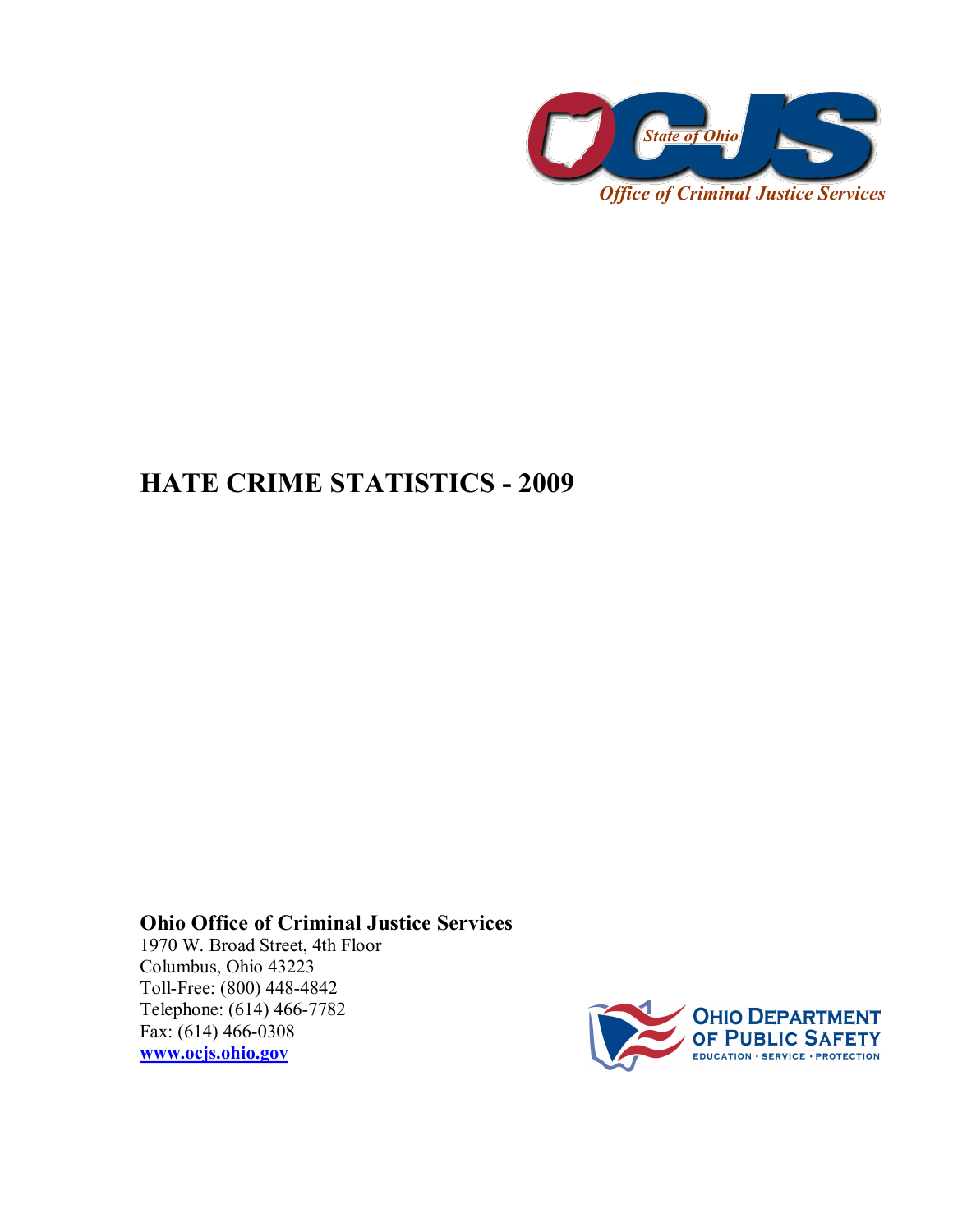State of Ohio

Office of Criminal Justice Services

# HATE CRIME STATISTICS - 2009

**Ohio Office of Criminal Justice Services**
1970 W. Broad Street, 4th Floor
Columbus, Ohio 43223
Toll-Free: (800) 448-4842
Telephone: (614) 466-7782
Fax: (614) 466-0308
**www.ocjs.ohio.gov**

OHIO DEPARTMENT OF PUBLIC SAFETY
EDUCATION • SERVICE • PROTECTION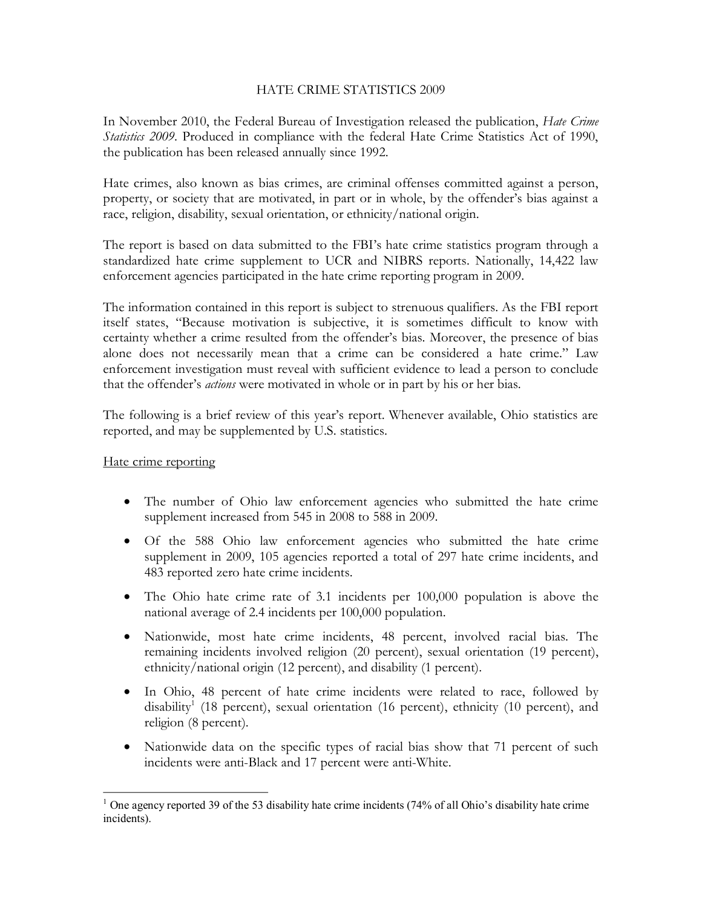# HATE CRIME STATISTICS 2009

In November 2010, the Federal Bureau of Investigation released the publication, *Hate Crime Statistics 2009*. Produced in compliance with the federal Hate Crime Statistics Act of 1990, the publication has been released annually since 1992.

Hate crimes, also known as bias crimes, are criminal offenses committed against a person, property, or society that are motivated, in part or in whole, by the offender's bias against a race, religion, disability, sexual orientation, or ethnicity/national origin.

The report is based on data submitted to the FBI's hate crime statistics program through a standardized hate crime supplement to UCR and NIBRS reports. Nationally, 14,422 law enforcement agencies participated in the hate crime reporting program in 2009.

The information contained in this report is subject to strenuous qualifiers. As the FBI report itself states, "Because motivation is subjective, it is sometimes difficult to know with certainty whether a crime resulted from the offender's bias. Moreover, the presence of bias alone does not necessarily mean that a crime can be considered a hate crime." Law enforcement investigation must reveal with sufficient evidence to lead a person to conclude that the offender's *actions* were motivated in whole or in part by his or her bias.

The following is a brief review of this year's report. Whenever available, Ohio statistics are reported, and may be supplemented by U.S. statistics.

<u>Hate crime reporting</u>

- The number of Ohio law enforcement agencies who submitted the hate crime supplement increased from 545 in 2008 to 588 in 2009.
- Of the 588 Ohio law enforcement agencies who submitted the hate crime supplement in 2009, 105 agencies reported a total of 297 hate crime incidents, and 483 reported zero hate crime incidents.
- The Ohio hate crime rate of 3.1 incidents per 100,000 population is above the national average of 2.4 incidents per 100,000 population.
- Nationwide, most hate crime incidents, 48 percent, involved racial bias. The remaining incidents involved religion (20 percent), sexual orientation (19 percent), ethnicity/national origin (12 percent), and disability (1 percent).
- In Ohio, 48 percent of hate crime incidents were related to race, followed by disability[1] (18 percent), sexual orientation (16 percent), ethnicity (10 percent), and religion (8 percent).
- Nationwide data on the specific types of racial bias show that 71 percent of such incidents were anti-Black and 17 percent were anti-White.

[1] One agency reported 39 of the 53 disability hate crime incidents (74% of all Ohio's disability hate crime incidents).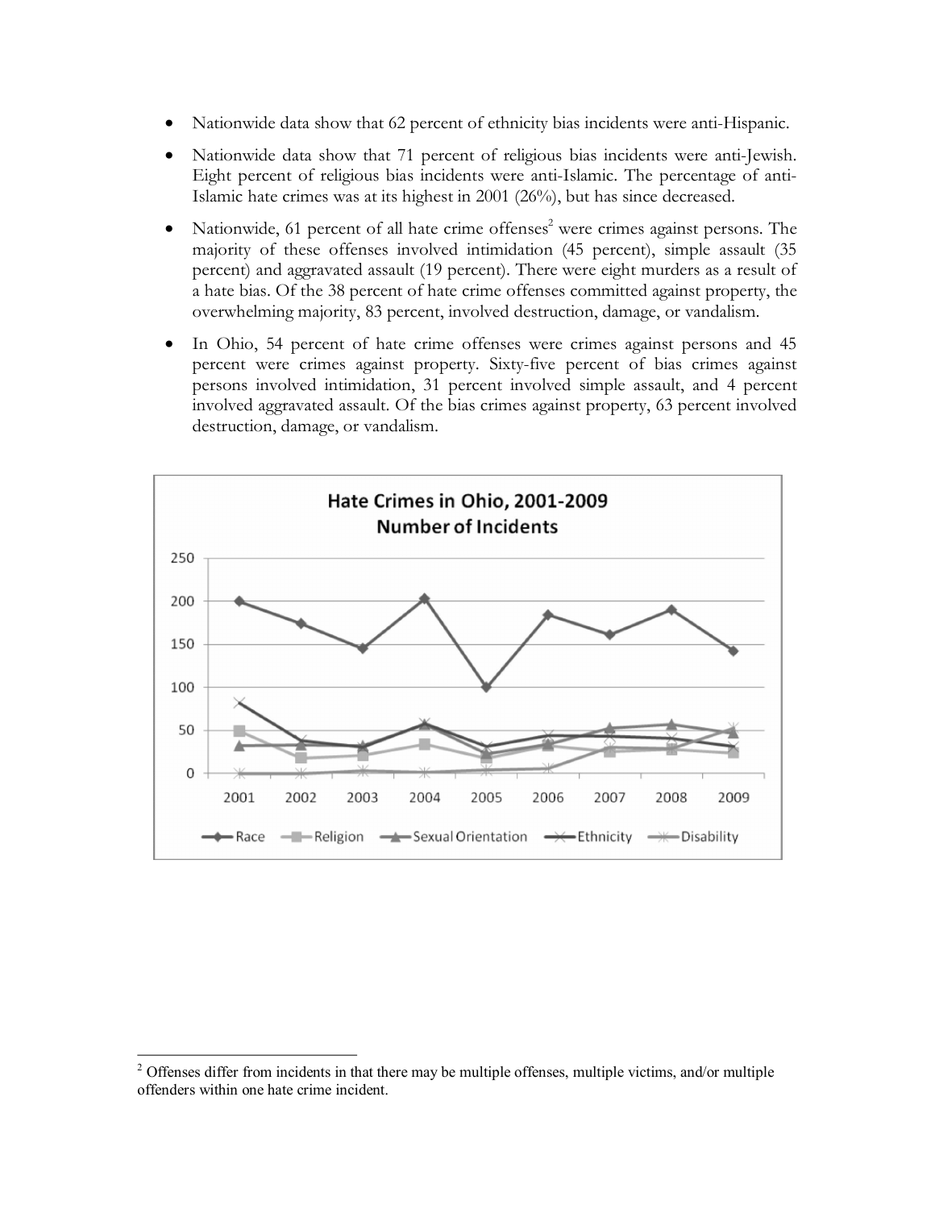- Nationwide data show that 62 percent of ethnicity bias incidents were anti-Hispanic.
- Nationwide data show that 71 percent of religious bias incidents were anti-Jewish. Eight percent of religious bias incidents were anti-Islamic. The percentage of anti-Islamic hate crimes was at its highest in 2001 (26%), but has since decreased.
- Nationwide, 61 percent of all hate crime offenses[2] were crimes against persons. The majority of these offenses involved intimidation (45 percent), simple assault (35 percent) and aggravated assault (19 percent). There were eight murders as a result of a hate bias. Of the 38 percent of hate crime offenses committed against property, the overwhelming majority, 83 percent, involved destruction, damage, or vandalism.
- In Ohio, 54 percent of hate crime offenses were crimes against persons and 45 percent were crimes against property. Sixty-five percent of bias crimes against persons involved intimidation, 31 percent involved simple assault, and 4 percent involved aggravated assault. Of the bias crimes against property, 63 percent involved destruction, damage, or vandalism.

Hate Crimes in Ohio, 2001-2009
Number of Incidents

250
200
150
100
50
0

2001 2002 2003 2004 2005 2006 2007 2008 2009

Race, Religion, Sexual Orientation, Ethnicity, Disability

[2] Offenses differ from incidents in that there may be multiple offenses, multiple victims, and/or multiple offenders within one hate crime incident.